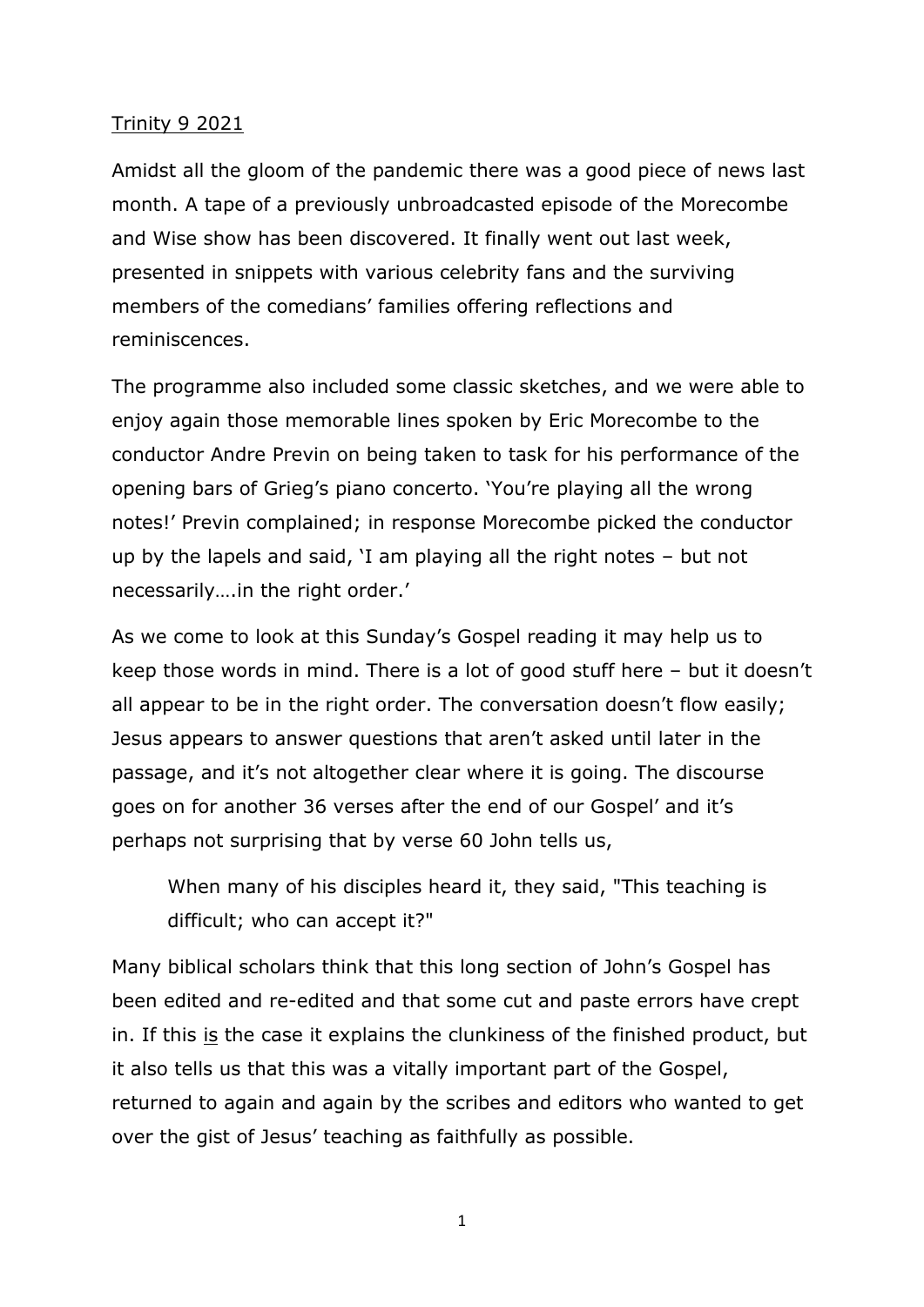Trinity 9 2021

Amidst all the gloom of the pandemic there was a good piece of news last month. A tape of a previously unbroadcasted episode of the Morecombe and Wise show has been discovered. It finally went out last week, presented in snippets with various celebrity fans and the surviving members of the comedians' families offering reflections and reminiscences.

The programme also included some classic sketches, and we were able to enjoy again those memorable lines spoken by Eric Morecombe to the conductor Andre Previn on being taken to task for his performance of the opening bars of Grieg's piano concerto. 'You're playing all the wrong notes!' Previn complained; in response Morecombe picked the conductor up by the lapels and said, 'I am playing all the right notes – but not necessarily….in the right order.'

As we come to look at this Sunday's Gospel reading it may help us to keep those words in mind. There is a lot of good stuff here – but it doesn't all appear to be in the right order. The conversation doesn't flow easily; Jesus appears to answer questions that aren't asked until later in the passage, and it's not altogether clear where it is going. The discourse goes on for another 36 verses after the end of our Gospel' and it's perhaps not surprising that by verse 60 John tells us,

> When many of his disciples heard it, they said, "This teaching is difficult; who can accept it?"

Many biblical scholars think that this long section of John's Gospel has been edited and re-edited and that some cut and paste errors have crept in. If this is the case it explains the clunkiness of the finished product, but it also tells us that this was a vitally important part of the Gospel, returned to again and again by the scribes and editors who wanted to get over the gist of Jesus' teaching as faithfully as possible.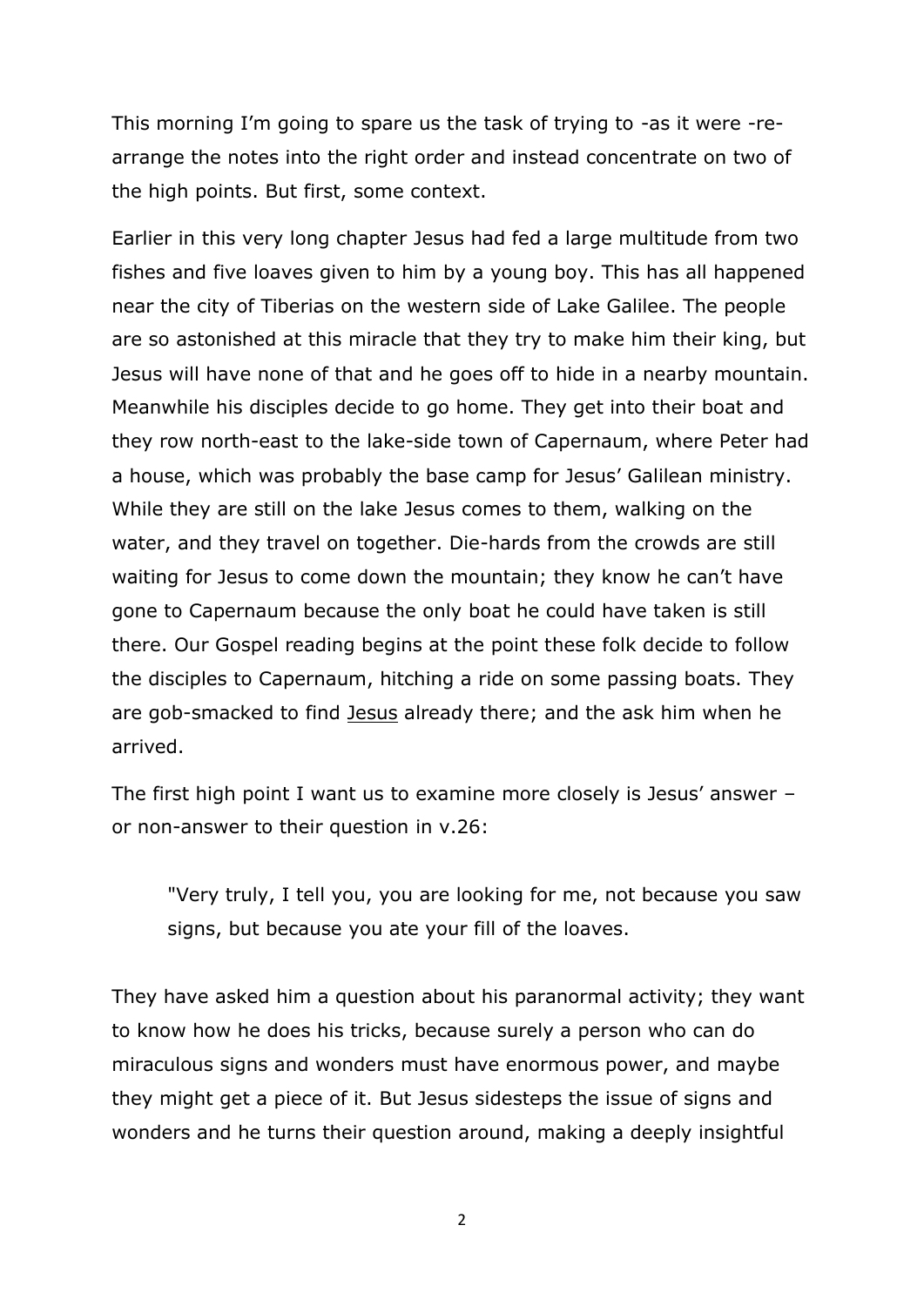This morning I'm going to spare us the task of trying to -as it were -re-arrange the notes into the right order and instead concentrate on two of the high points. But first, some context.

Earlier in this very long chapter Jesus had fed a large multitude from two fishes and five loaves given to him by a young boy. This has all happened near the city of Tiberias on the western side of Lake Galilee. The people are so astonished at this miracle that they try to make him their king, but Jesus will have none of that and he goes off to hide in a nearby mountain. Meanwhile his disciples decide to go home. They get into their boat and they row north-east to the lake-side town of Capernaum, where Peter had a house, which was probably the base camp for Jesus' Galilean ministry. While they are still on the lake Jesus comes to them, walking on the water, and they travel on together. Die-hards from the crowds are still waiting for Jesus to come down the mountain; they know he can't have gone to Capernaum because the only boat he could have taken is still there. Our Gospel reading begins at the point these folk decide to follow the disciples to Capernaum, hitching a ride on some passing boats. They are gob-smacked to find Jesus already there; and the ask him when he arrived.

The first high point I want us to examine more closely is Jesus' answer – or non-answer to their question in v.26:

> "Very truly, I tell you, you are looking for me, not because you saw signs, but because you ate your fill of the loaves.

They have asked him a question about his paranormal activity; they want to know how he does his tricks, because surely a person who can do miraculous signs and wonders must have enormous power, and maybe they might get a piece of it. But Jesus sidesteps the issue of signs and wonders and he turns their question around, making a deeply insightful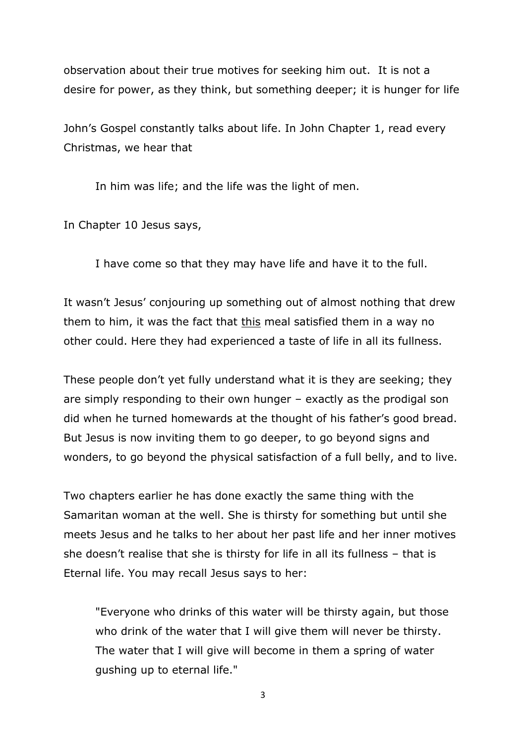observation about their true motives for seeking him out. It is not a desire for power, as they think, but something deeper; it is hunger for life

John's Gospel constantly talks about life. In John Chapter 1, read every Christmas, we hear that

> In him was life; and the life was the light of men.

In Chapter 10 Jesus says,

> I have come so that they may have life and have it to the full.

It wasn't Jesus' conjouring up something out of almost nothing that drew them to him, it was the fact that <u>this</u> meal satisfied them in a way no other could. Here they had experienced a taste of life in all its fullness.

These people don't yet fully understand what it is they are seeking; they are simply responding to their own hunger – exactly as the prodigal son did when he turned homewards at the thought of his father's good bread. But Jesus is now inviting them to go deeper, to go beyond signs and wonders, to go beyond the physical satisfaction of a full belly, and to live.

Two chapters earlier he has done exactly the same thing with the Samaritan woman at the well. She is thirsty for something but until she meets Jesus and he talks to her about her past life and her inner motives she doesn't realise that she is thirsty for life in all its fullness – that is Eternal life. You may recall Jesus says to her:

> "Everyone who drinks of this water will be thirsty again, but those who drink of the water that I will give them will never be thirsty. The water that I will give will become in them a spring of water gushing up to eternal life."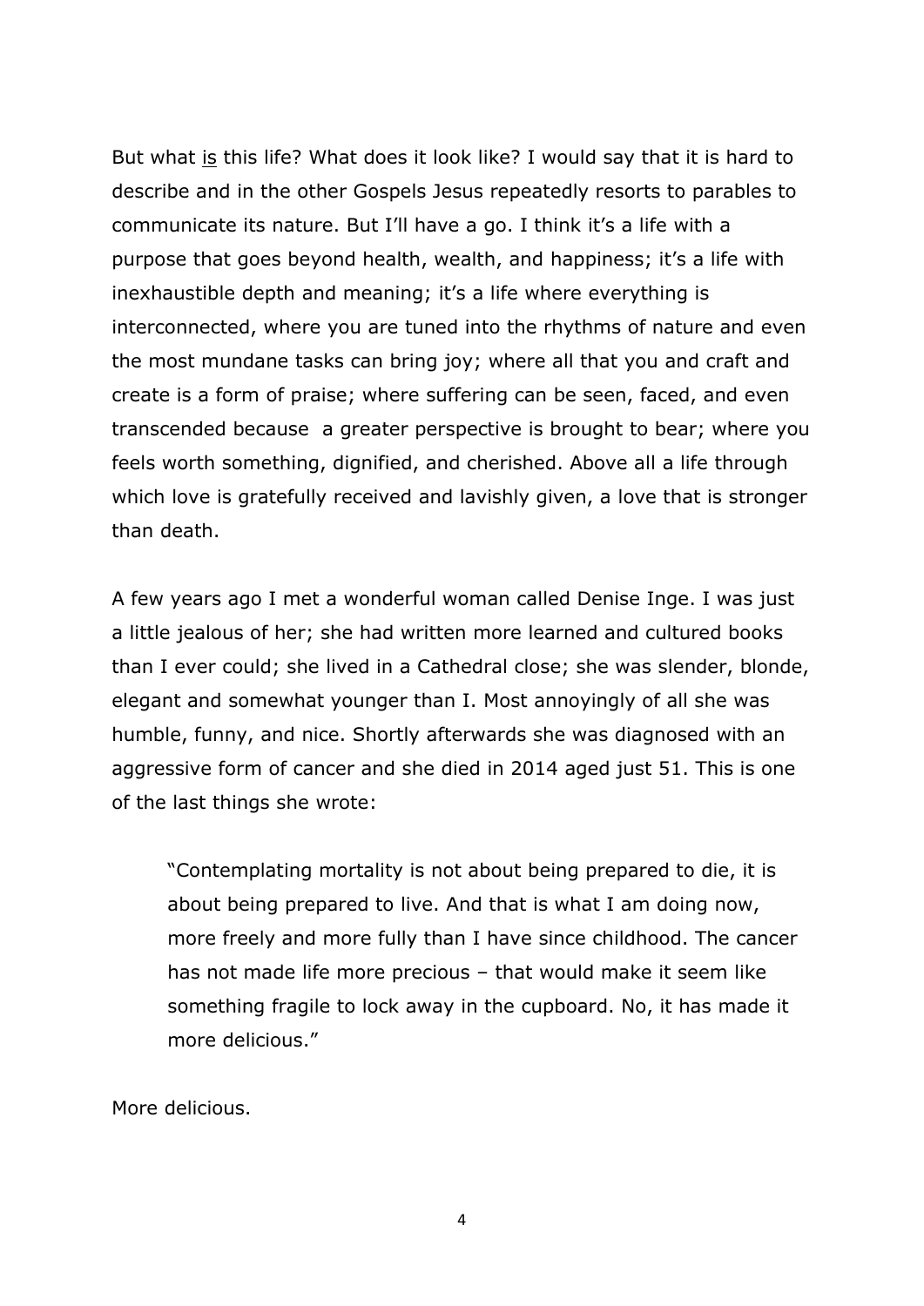But what <u>is</u> this life? What does it look like? I would say that it is hard to describe and in the other Gospels Jesus repeatedly resorts to parables to communicate its nature. But I'll have a go. I think it's a life with a purpose that goes beyond health, wealth, and happiness; it's a life with inexhaustible depth and meaning; it's a life where everything is interconnected, where you are tuned into the rhythms of nature and even the most mundane tasks can bring joy; where all that you and craft and create is a form of praise; where suffering can be seen, faced, and even transcended because  a greater perspective is brought to bear; where you feels worth something, dignified, and cherished. Above all a life through which love is gratefully received and lavishly given, a love that is stronger than death.

A few years ago I met a wonderful woman called Denise Inge. I was just a little jealous of her; she had written more learned and cultured books than I ever could; she lived in a Cathedral close; she was slender, blonde, elegant and somewhat younger than I. Most annoyingly of all she was humble, funny, and nice. Shortly afterwards she was diagnosed with an aggressive form of cancer and she died in 2014 aged just 51. This is one of the last things she wrote:

> "Contemplating mortality is not about being prepared to die, it is about being prepared to live. And that is what I am doing now, more freely and more fully than I have since childhood. The cancer has not made life more precious – that would make it seem like something fragile to lock away in the cupboard. No, it has made it more delicious."

More delicious.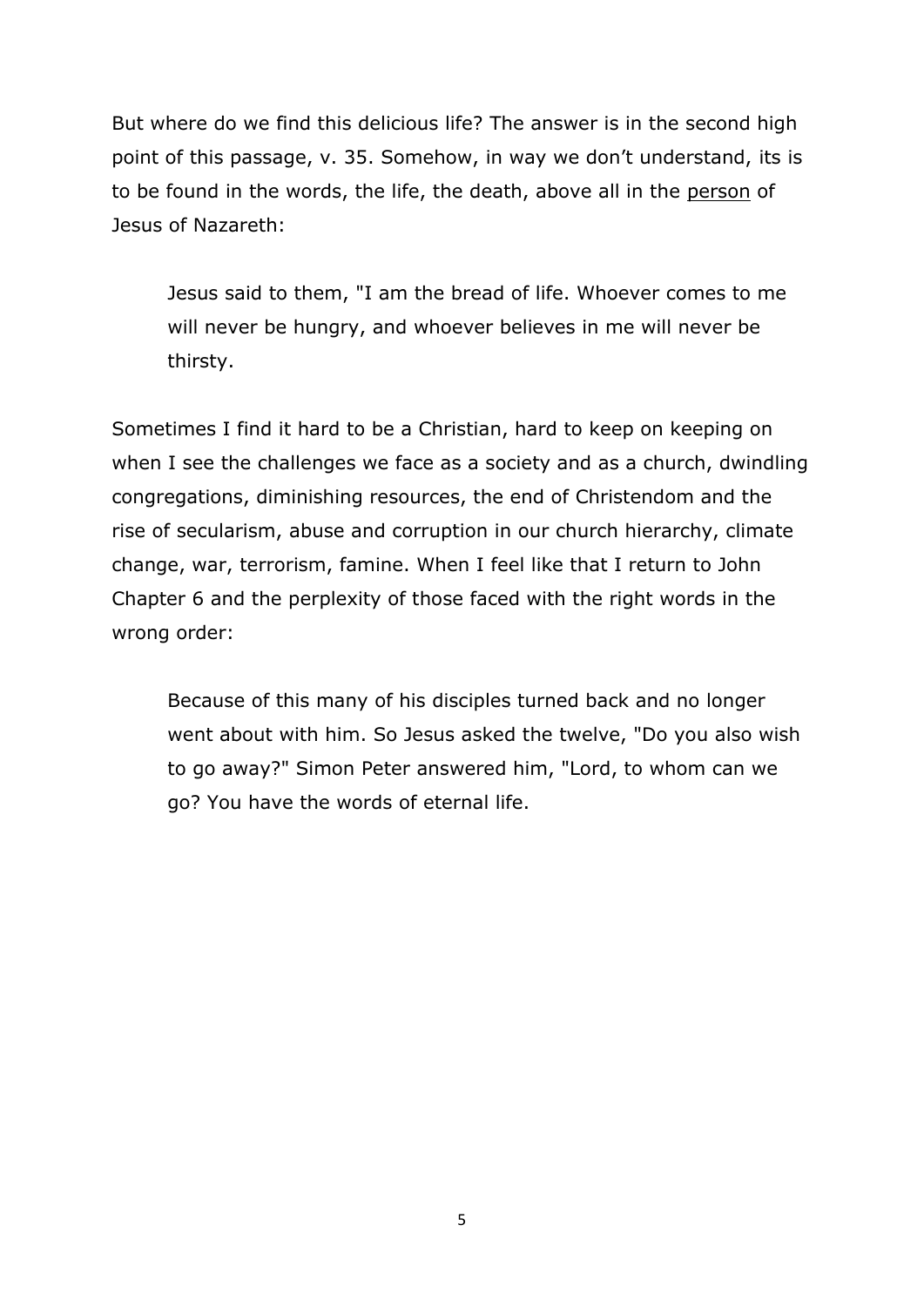But where do we find this delicious life? The answer is in the second high point of this passage, v. 35. Somehow, in way we don't understand, its is to be found in the words, the life, the death, above all in the <u>person</u> of Jesus of Nazareth:

> Jesus said to them, "I am the bread of life. Whoever comes to me will never be hungry, and whoever believes in me will never be thirsty.

Sometimes I find it hard to be a Christian, hard to keep on keeping on when I see the challenges we face as a society and as a church, dwindling congregations, diminishing resources, the end of Christendom and the rise of secularism, abuse and corruption in our church hierarchy, climate change, war, terrorism, famine. When I feel like that I return to John Chapter 6 and the perplexity of those faced with the right words in the wrong order:

> Because of this many of his disciples turned back and no longer went about with him. So Jesus asked the twelve, "Do you also wish to go away?" Simon Peter answered him, "Lord, to whom can we go? You have the words of eternal life.